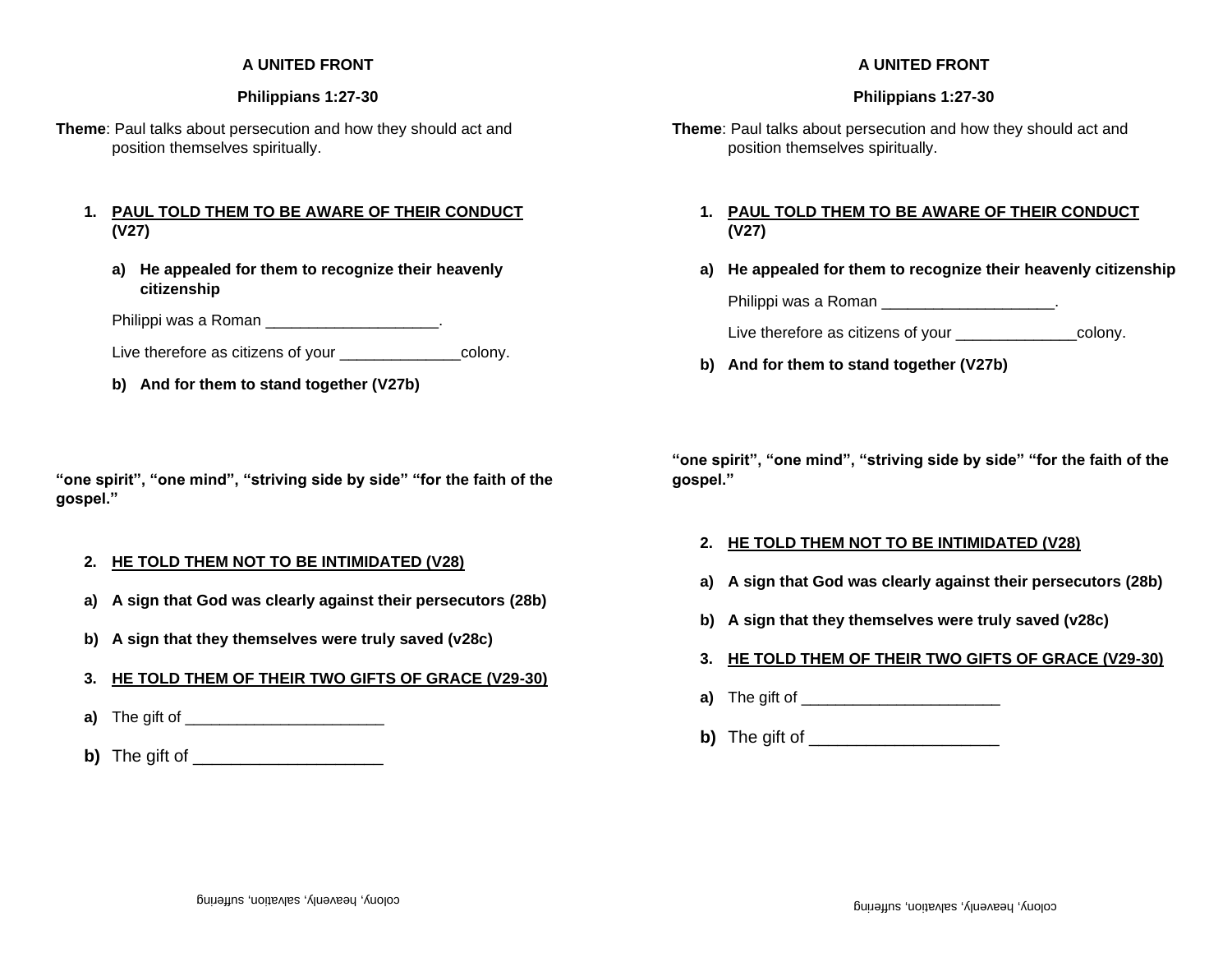### A UNITED FRONT

### Philippians 1:27-30

**Theme**: Paul talks about persecution and how they should act and position themselves spiritually.

1. **<u>PAUL TOLD THEM TO BE AWARE OF THEIR CONDUCT</u> (V27)**

   a) **He appealed for them to recognize their heavenly citizenship**

   Philippi was a Roman ____________________.

   Live therefore as citizens of your ______________colony.

   b) **And for them to stand together (V27b)**

**"one spirit", "one mind", "striving side by side" "for the faith of the gospel."**

2. **<u>HE TOLD THEM NOT TO BE INTIMIDATED (V28)</u>**

   a) **A sign that God was clearly against their persecutors (28b)**

   b) **A sign that they themselves were truly saved (v28c)**

3. **<u>HE TOLD THEM OF THEIR TWO GIFTS OF GRACE (V29-30)</u>**

   **a)** The gift of ______________________

   **b)** The gift of ____________________

colony, heavenly, salvation, suffering

### A UNITED FRONT

### Philippians 1:27-30

**Theme**: Paul talks about persecution and how they should act and position themselves spiritually.

1. **<u>PAUL TOLD THEM TO BE AWARE OF THEIR CONDUCT</u> (V27)**

   a) **He appealed for them to recognize their heavenly citizenship**

   Philippi was a Roman ____________________.

   Live therefore as citizens of your ______________colony.

   b) **And for them to stand together (V27b)**

**"one spirit", "one mind", "striving side by side" "for the faith of the gospel."**

2. **<u>HE TOLD THEM NOT TO BE INTIMIDATED (V28)</u>**

   a) **A sign that God was clearly against their persecutors (28b)**

   b) **A sign that they themselves were truly saved (v28c)**

3. **<u>HE TOLD THEM OF THEIR TWO GIFTS OF GRACE (V29-30)</u>**

   **a)** The gift of ______________________

   **b)** The gift of ____________________

colony, heavenly, salvation, suffering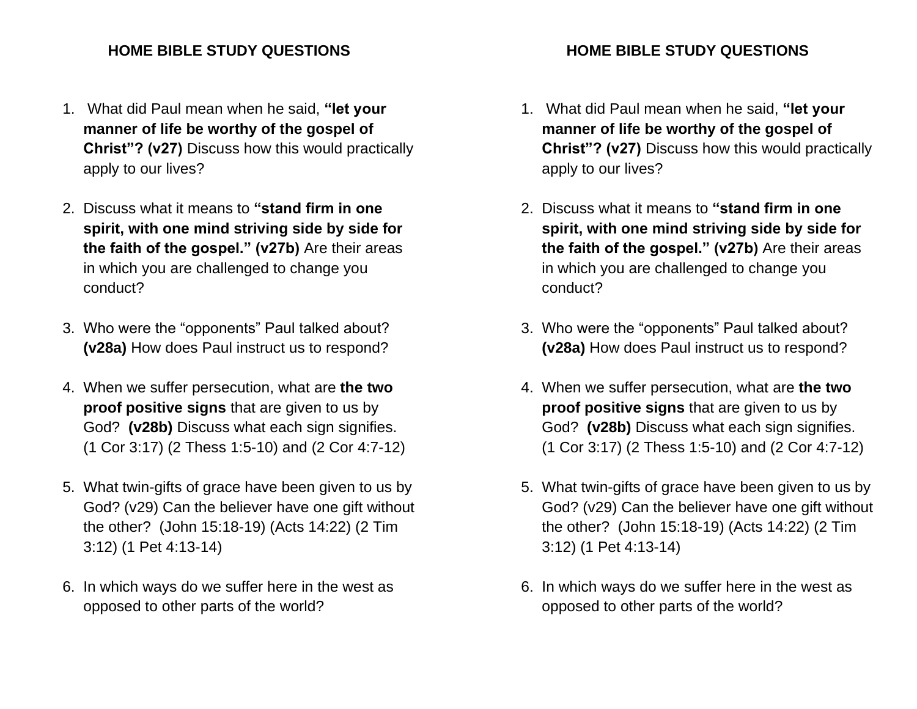## HOME BIBLE STUDY QUESTIONS

1. What did Paul mean when he said, **"let your manner of life be worthy of the gospel of Christ"? (v27)** Discuss how this would practically apply to our lives?

2. Discuss what it means to **"stand firm in one spirit, with one mind striving side by side for the faith of the gospel." (v27b)** Are their areas in which you are challenged to change you conduct?

3. Who were the "opponents" Paul talked about? **(v28a)** How does Paul instruct us to respond?

4. When we suffer persecution, what are **the two proof positive signs** that are given to us by God? **(v28b)** Discuss what each sign signifies. (1 Cor 3:17) (2 Thess 1:5-10) and (2 Cor 4:7-12)

5. What twin-gifts of grace have been given to us by God? (v29) Can the believer have one gift without the other? (John 15:18-19) (Acts 14:22) (2 Tim 3:12) (1 Pet 4:13-14)

6. In which ways do we suffer here in the west as opposed to other parts of the world?

## HOME BIBLE STUDY QUESTIONS

1. What did Paul mean when he said, **"let your manner of life be worthy of the gospel of Christ"? (v27)** Discuss how this would practically apply to our lives?

2. Discuss what it means to **"stand firm in one spirit, with one mind striving side by side for the faith of the gospel." (v27b)** Are their areas in which you are challenged to change you conduct?

3. Who were the "opponents" Paul talked about? **(v28a)** How does Paul instruct us to respond?

4. When we suffer persecution, what are **the two proof positive signs** that are given to us by God? **(v28b)** Discuss what each sign signifies. (1 Cor 3:17) (2 Thess 1:5-10) and (2 Cor 4:7-12)

5. What twin-gifts of grace have been given to us by God? (v29) Can the believer have one gift without the other? (John 15:18-19) (Acts 14:22) (2 Tim 3:12) (1 Pet 4:13-14)

6. In which ways do we suffer here in the west as opposed to other parts of the world?